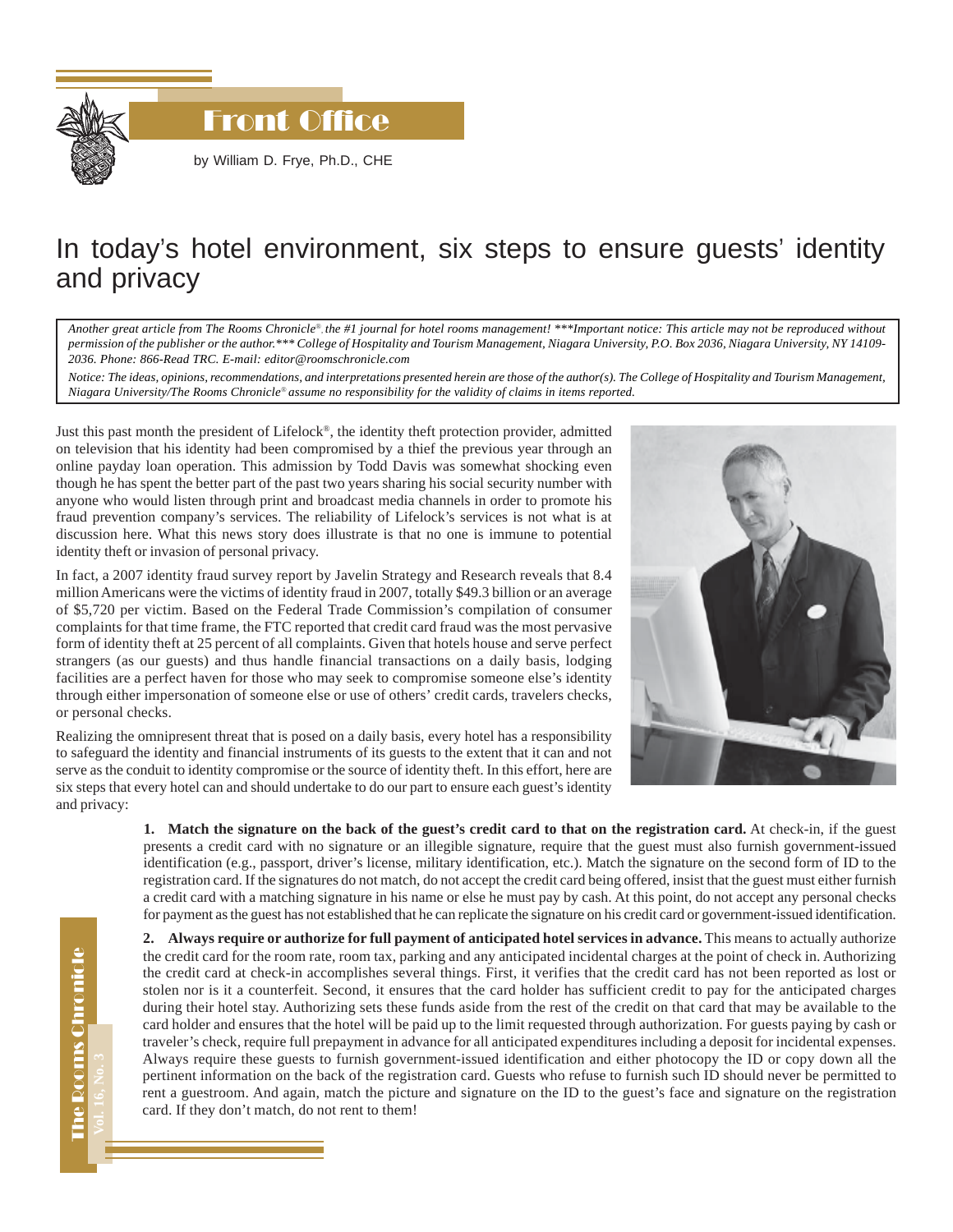# Front Office

by William D. Frye, Ph.D., CHE

## In today's hotel environment, six steps to ensure guests' identity and privacy

*Another great article from The Rooms Chronicle®, the #1 journal for hotel rooms management! \*\*\*Important notice: This article may not be reproduced without permission of the publisher or the author.\*\*\* College of Hospitality and Tourism Management, Niagara University, P.O. Box 2036, Niagara University, NY 14109-2036. Phone: 866-Read TRC. E-mail: editor@roomschronicle.com*

*Notice: The ideas, opinions, recommendations, and interpretations presented herein are those of the author(s). The College of Hospitality and Tourism Management, Niagara University/The Rooms Chronicle® assume no responsibility for the validity of claims in items reported.*

Just this past month the president of Lifelock®, the identity theft protection provider, admitted on television that his identity had been compromised by a thief the previous year through an online payday loan operation. This admission by Todd Davis was somewhat shocking even though he has spent the better part of the past two years sharing his social security number with anyone who would listen through print and broadcast media channels in order to promote his fraud prevention company's services. The reliability of Lifelock's services is not what is at discussion here. What this news story does illustrate is that no one is immune to potential identity theft or invasion of personal privacy.

In fact, a 2007 identity fraud survey report by Javelin Strategy and Research reveals that 8.4 million Americans were the victims of identity fraud in 2007, totally $49.3 billion or an average of $5,720 per victim. Based on the Federal Trade Commission's compilation of consumer complaints for that time frame, the FTC reported that credit card fraud was the most pervasive form of identity theft at 25 percent of all complaints. Given that hotels house and serve perfect strangers (as our guests) and thus handle financial transactions on a daily basis, lodging facilities are a perfect haven for those who may seek to compromise someone else's identity through either impersonation of someone else or use of others' credit cards, travelers checks, or personal checks.

Realizing the omnipresent threat that is posed on a daily basis, every hotel has a responsibility to safeguard the identity and financial instruments of its guests to the extent that it can and not serve as the conduit to identity compromise or the source of identity theft. In this effort, here are six steps that every hotel can and should undertake to do our part to ensure each guest's identity and privacy:

1. **Match the signature on the back of the guest's credit card to that on the registration card.** At check-in, if the guest presents a credit card with no signature or an illegible signature, require that the guest must also furnish government-issued identification (e.g., passport, driver's license, military identification, etc.). Match the signature on the second form of ID to the registration card. If the signatures do not match, do not accept the credit card being offered, insist that the guest must either furnish a credit card with a matching signature in his name or else he must pay by cash. At this point, do not accept any personal checks for payment as the guest has not established that he can replicate the signature on his credit card or government-issued identification.

2. **Always require or authorize for full payment of anticipated hotel services in advance.** This means to actually authorize the credit card for the room rate, room tax, parking and any anticipated incidental charges at the point of check in. Authorizing the credit card at check-in accomplishes several things. First, it verifies that the credit card has not been reported as lost or stolen nor is it a counterfeit. Second, it ensures that the card holder has sufficient credit to pay for the anticipated charges during their hotel stay. Authorizing sets these funds aside from the rest of the credit on that card that may be available to the card holder and ensures that the hotel will be paid up to the limit requested through authorization. For guests paying by cash or traveler's check, require full prepayment in advance for all anticipated expenditures including a deposit for incidental expenses. Always require these guests to furnish government-issued identification and either photocopy the ID or copy down all the pertinent information on the back of the registration card. Guests who refuse to furnish such ID should never be permitted to rent a guestroom. And again, match the picture and signature on the ID to the guest's face and signature on the registration card. If they don't match, do not rent to them!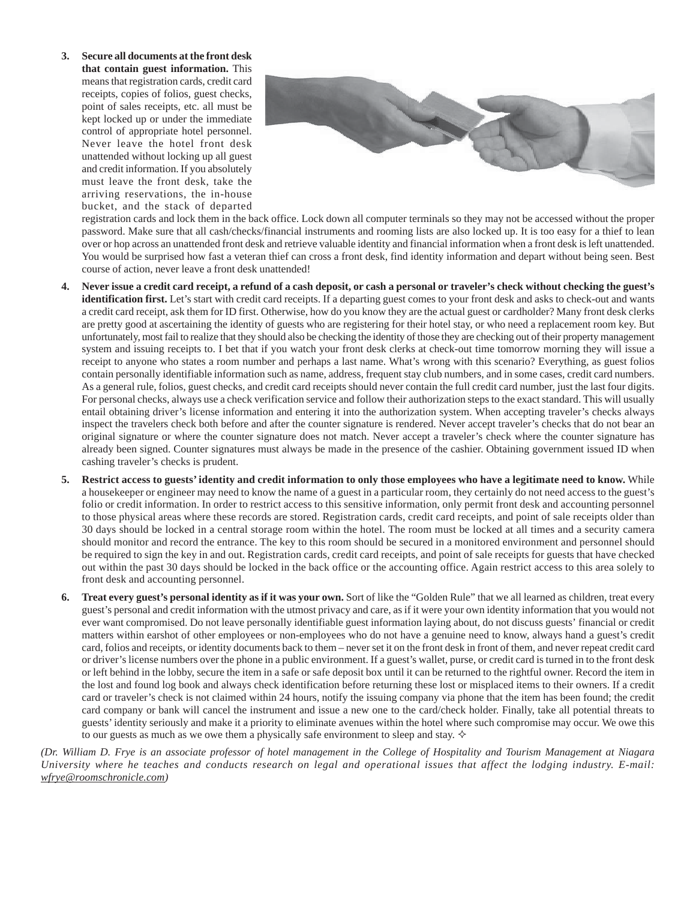3. **Secure all documents at the front desk that contain guest information.** This means that registration cards, credit card receipts, copies of folios, guest checks, point of sales receipts, etc. all must be kept locked up or under the immediate control of appropriate hotel personnel. Never leave the hotel front desk unattended without locking up all guest and credit information. If you absolutely must leave the front desk, take the arriving reservations, the in-house bucket, and the stack of departed registration cards and lock them in the back office. Lock down all computer terminals so they may not be accessed without the proper password. Make sure that all cash/checks/financial instruments and rooming lists are also locked up. It is too easy for a thief to lean over or hop across an unattended front desk and retrieve valuable identity and financial information when a front desk is left unattended. You would be surprised how fast a veteran thief can cross a front desk, find identity information and depart without being seen. Best course of action, never leave a front desk unattended!

4. **Never issue a credit card receipt, a refund of a cash deposit, or cash a personal or traveler's check without checking the guest's identification first.** Let's start with credit card receipts. If a departing guest comes to your front desk and asks to check-out and wants a credit card receipt, ask them for ID first. Otherwise, how do you know they are the actual guest or cardholder? Many front desk clerks are pretty good at ascertaining the identity of guests who are registering for their hotel stay, or who need a replacement room key. But unfortunately, most fail to realize that they should also be checking the identity of those they are checking out of their property management system and issuing receipts to. I bet that if you watch your front desk clerks at check-out time tomorrow morning they will issue a receipt to anyone who states a room number and perhaps a last name. What's wrong with this scenario? Everything, as guest folios contain personally identifiable information such as name, address, frequent stay club numbers, and in some cases, credit card numbers. As a general rule, folios, guest checks, and credit card receipts should never contain the full credit card number, just the last four digits. For personal checks, always use a check verification service and follow their authorization steps to the exact standard. This will usually entail obtaining driver's license information and entering it into the authorization system. When accepting traveler's checks always inspect the travelers check both before and after the counter signature is rendered. Never accept traveler's checks that do not bear an original signature or where the counter signature does not match. Never accept a traveler's check where the counter signature has already been signed. Counter signatures must always be made in the presence of the cashier. Obtaining government issued ID when cashing traveler's checks is prudent.

5. **Restrict access to guests' identity and credit information to only those employees who have a legitimate need to know.** While a housekeeper or engineer may need to know the name of a guest in a particular room, they certainly do not need access to the guest's folio or credit information. In order to restrict access to this sensitive information, only permit front desk and accounting personnel to those physical areas where these records are stored. Registration cards, credit card receipts, and point of sale receipts older than 30 days should be locked in a central storage room within the hotel. The room must be locked at all times and a security camera should monitor and record the entrance. The key to this room should be secured in a monitored environment and personnel should be required to sign the key in and out. Registration cards, credit card receipts, and point of sale receipts for guests that have checked out within the past 30 days should be locked in the back office or the accounting office. Again restrict access to this area solely to front desk and accounting personnel.

6. **Treat every guest's personal identity as if it was your own.** Sort of like the "Golden Rule" that we all learned as children, treat every guest's personal and credit information with the utmost privacy and care, as if it were your own identity information that you would not ever want compromised. Do not leave personally identifiable guest information laying about, do not discuss guests' financial or credit matters within earshot of other employees or non-employees who do not have a genuine need to know, always hand a guest's credit card, folios and receipts, or identity documents back to them – never set it on the front desk in front of them, and never repeat credit card or driver's license numbers over the phone in a public environment. If a guest's wallet, purse, or credit card is turned in to the front desk or left behind in the lobby, secure the item in a safe or safe deposit box until it can be returned to the rightful owner. Record the item in the lost and found log book and always check identification before returning these lost or misplaced items to their owners. If a credit card or traveler's check is not claimed within 24 hours, notify the issuing company via phone that the item has been found; the credit card company or bank will cancel the instrument and issue a new one to the card/check holder. Finally, take all potential threats to guests' identity seriously and make it a priority to eliminate avenues within the hotel where such compromise may occur. We owe this to our guests as much as we owe them a physically safe environment to sleep and stay. ✧

*(Dr. William D. Frye is an associate professor of hotel management in the College of Hospitality and Tourism Management at Niagara University where he teaches and conducts research on legal and operational issues that affect the lodging industry. E-mail: wfrye@roomschronicle.com)*